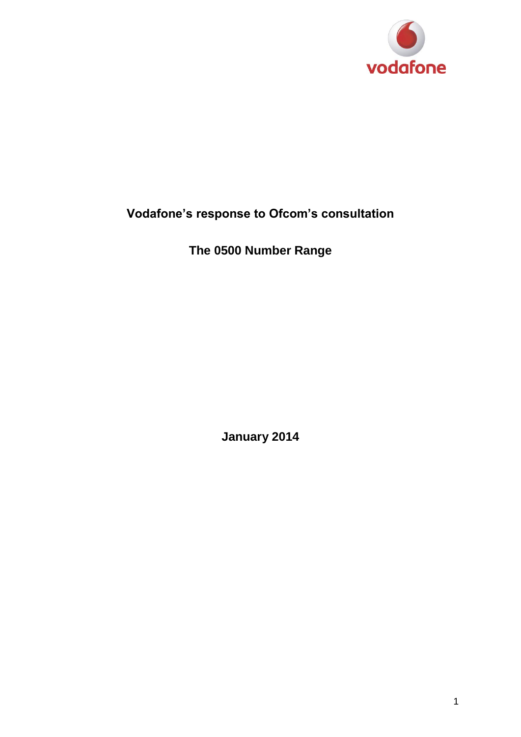# Vodafone's response to Ofcom's consultation

## The 0500 Number Range

January 2014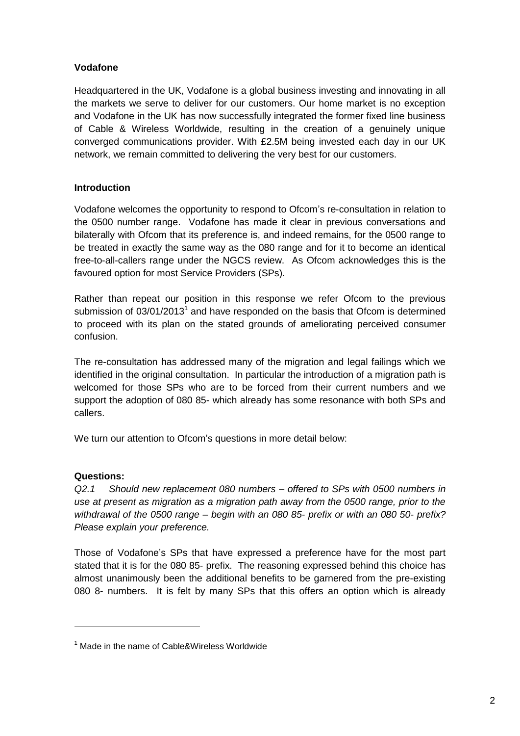**Vodafone**

Headquartered in the UK, Vodafone is a global business investing and innovating in all the markets we serve to deliver for our customers. Our home market is no exception and Vodafone in the UK has now successfully integrated the former fixed line business of Cable & Wireless Worldwide, resulting in the creation of a genuinely unique converged communications provider. With £2.5M being invested each day in our UK network, we remain committed to delivering the very best for our customers.

**Introduction**

Vodafone welcomes the opportunity to respond to Ofcom's re-consultation in relation to the 0500 number range. Vodafone has made it clear in previous conversations and bilaterally with Ofcom that its preference is, and indeed remains, for the 0500 range to be treated in exactly the same way as the 080 range and for it to become an identical free-to-all-callers range under the NGCS review. As Ofcom acknowledges this is the favoured option for most Service Providers (SPs).

Rather than repeat our position in this response we refer Ofcom to the previous submission of 03/01/2013[1] and have responded on the basis that Ofcom is determined to proceed with its plan on the stated grounds of ameliorating perceived consumer confusion.

The re-consultation has addressed many of the migration and legal failings which we identified in the original consultation. In particular the introduction of a migration path is welcomed for those SPs who are to be forced from their current numbers and we support the adoption of 080 85- which already has some resonance with both SPs and callers.

We turn our attention to Ofcom's questions in more detail below:

**Questions:**

*Q2.1 Should new replacement 080 numbers – offered to SPs with 0500 numbers in use at present as migration as a migration path away from the 0500 range, prior to the withdrawal of the 0500 range – begin with an 080 85- prefix or with an 080 50- prefix? Please explain your preference.*

Those of Vodafone's SPs that have expressed a preference have for the most part stated that it is for the 080 85- prefix. The reasoning expressed behind this choice has almost unanimously been the additional benefits to be garnered from the pre-existing 080 8- numbers. It is felt by many SPs that this offers an option which is already

[1] Made in the name of Cable&Wireless Worldwide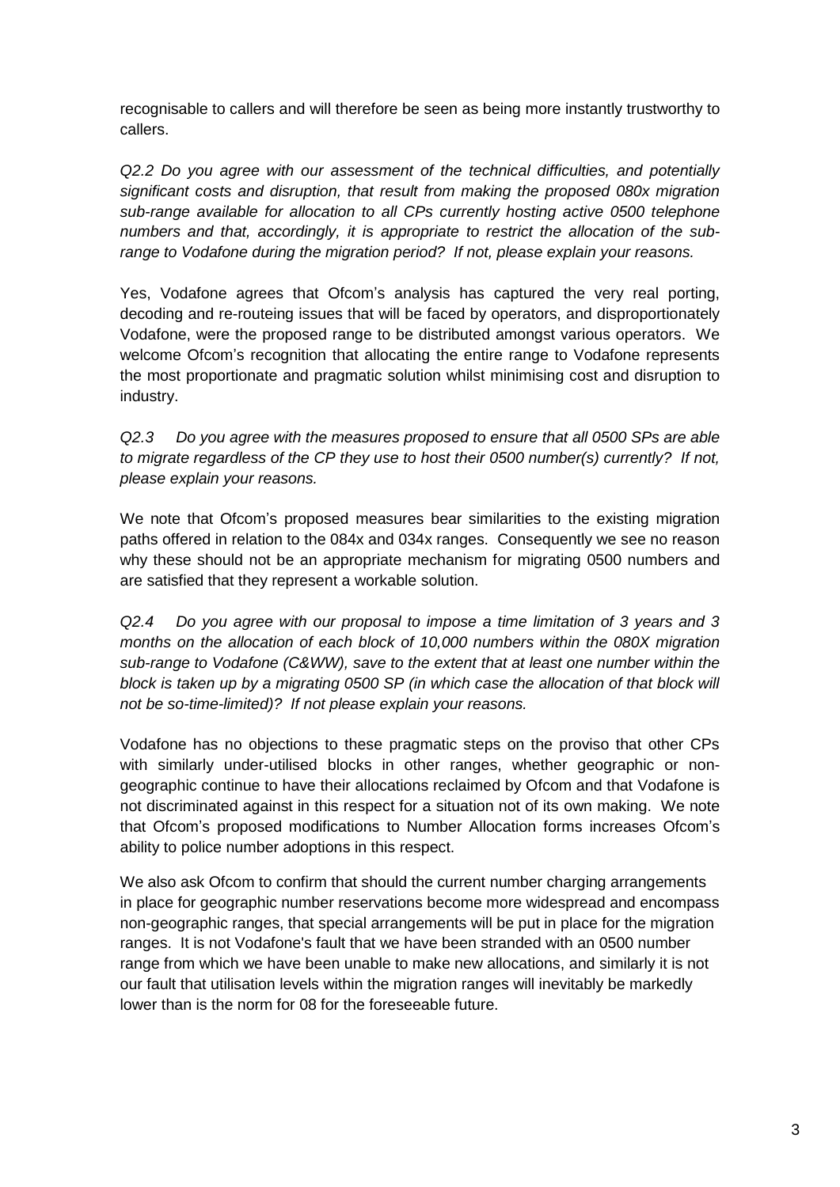recognisable to callers and will therefore be seen as being more instantly trustworthy to callers.

*Q2.2 Do you agree with our assessment of the technical difficulties, and potentially significant costs and disruption, that result from making the proposed 080x migration sub-range available for allocation to all CPs currently hosting active 0500 telephone numbers and that, accordingly, it is appropriate to restrict the allocation of the sub-range to Vodafone during the migration period? If not, please explain your reasons.*

Yes, Vodafone agrees that Ofcom's analysis has captured the very real porting, decoding and re-routeing issues that will be faced by operators, and disproportionately Vodafone, were the proposed range to be distributed amongst various operators. We welcome Ofcom's recognition that allocating the entire range to Vodafone represents the most proportionate and pragmatic solution whilst minimising cost and disruption to industry.

*Q2.3 Do you agree with the measures proposed to ensure that all 0500 SPs are able to migrate regardless of the CP they use to host their 0500 number(s) currently? If not, please explain your reasons.*

We note that Ofcom's proposed measures bear similarities to the existing migration paths offered in relation to the 084x and 034x ranges. Consequently we see no reason why these should not be an appropriate mechanism for migrating 0500 numbers and are satisfied that they represent a workable solution.

*Q2.4 Do you agree with our proposal to impose a time limitation of 3 years and 3 months on the allocation of each block of 10,000 numbers within the 080X migration sub-range to Vodafone (C&WW), save to the extent that at least one number within the block is taken up by a migrating 0500 SP (in which case the allocation of that block will not be so-time-limited)? If not please explain your reasons.*

Vodafone has no objections to these pragmatic steps on the proviso that other CPs with similarly under-utilised blocks in other ranges, whether geographic or non-geographic continue to have their allocations reclaimed by Ofcom and that Vodafone is not discriminated against in this respect for a situation not of its own making. We note that Ofcom's proposed modifications to Number Allocation forms increases Ofcom's ability to police number adoptions in this respect.

We also ask Ofcom to confirm that should the current number charging arrangements in place for geographic number reservations become more widespread and encompass non-geographic ranges, that special arrangements will be put in place for the migration ranges. It is not Vodafone's fault that we have been stranded with an 0500 number range from which we have been unable to make new allocations, and similarly it is not our fault that utilisation levels within the migration ranges will inevitably be markedly lower than is the norm for 08 for the foreseeable future.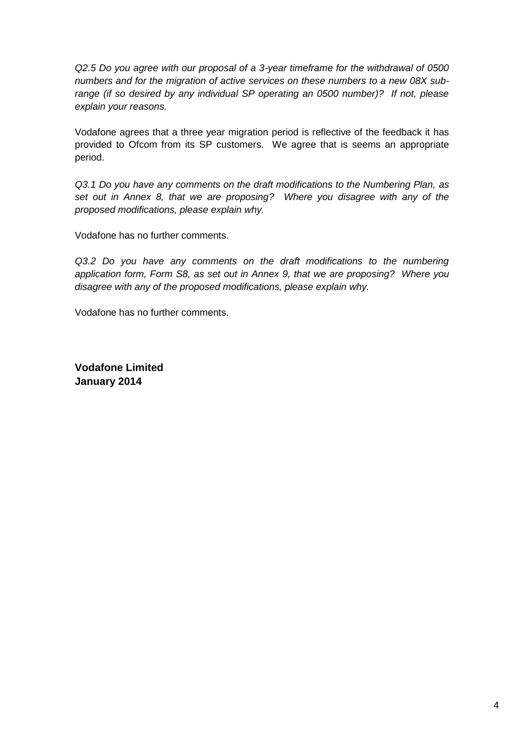*Q2.5 Do you agree with our proposal of a 3-year timeframe for the withdrawal of 0500 numbers and for the migration of active services on these numbers to a new 08X sub-range (if so desired by any individual SP operating an 0500 number)? If not, please explain your reasons.*

Vodafone agrees that a three year migration period is reflective of the feedback it has provided to Ofcom from its SP customers. We agree that is seems an appropriate period.

*Q3.1 Do you have any comments on the draft modifications to the Numbering Plan, as set out in Annex 8, that we are proposing? Where you disagree with any of the proposed modifications, please explain why.*

Vodafone has no further comments.

*Q3.2 Do you have any comments on the draft modifications to the numbering application form, Form S8, as set out in Annex 9, that we are proposing? Where you disagree with any of the proposed modifications, please explain why.*

Vodafone has no further comments.

**Vodafone Limited**
**January 2014**